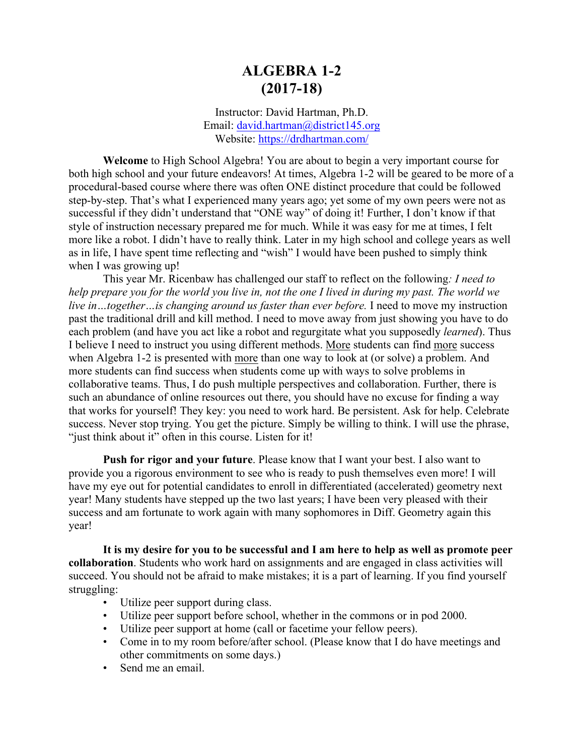# ALGEBRA 1-2
# (2017-18)

Instructor: David Hartman, Ph.D.
Email: [david.hartman@district145.org](mailto:david.hartman@district145.org)
Website: [https://drdhartman.com/](https://drdhartman.com/)

**Welcome** to High School Algebra! You are about to begin a very important course for both high school and your future endeavors! At times, Algebra 1-2 will be geared to be more of a procedural-based course where there was often ONE distinct procedure that could be followed step-by-step. That's what I experienced many years ago; yet some of my own peers were not as successful if they didn't understand that "ONE way" of doing it! Further, I don't know if that style of instruction necessary prepared me for much. While it was easy for me at times, I felt more like a robot. I didn't have to really think. Later in my high school and college years as well as in life, I have spent time reflecting and "wish" I would have been pushed to simply think when I was growing up!

This year Mr. Ricenbaw has challenged our staff to reflect on the following*: I need to help prepare you for the world you live in, not the one I lived in during my past. The world we live in…together…is changing around us faster than ever before.* I need to move my instruction past the traditional drill and kill method. I need to move away from just showing you have to do each problem (and have you act like a robot and regurgitate what you supposedly *learned*). Thus I believe I need to instruct you using different methods. <u>More</u> students can find <u>more</u> success when Algebra 1-2 is presented with <u>more</u> than one way to look at (or solve) a problem. And more students can find success when students come up with ways to solve problems in collaborative teams. Thus, I do push multiple perspectives and collaboration. Further, there is such an abundance of online resources out there, you should have no excuse for finding a way that works for yourself! They key: you need to work hard. Be persistent. Ask for help. Celebrate success. Never stop trying. You get the picture. Simply be willing to think. I will use the phrase, "just think about it" often in this course. Listen for it!

**Push for rigor and your future**. Please know that I want your best. I also want to provide you a rigorous environment to see who is ready to push themselves even more! I will have my eye out for potential candidates to enroll in differentiated (accelerated) geometry next year! Many students have stepped up the two last years; I have been very pleased with their success and am fortunate to work again with many sophomores in Diff. Geometry again this year!

**It is my desire for you to be successful and I am here to help as well as promote peer collaboration**. Students who work hard on assignments and are engaged in class activities will succeed. You should not be afraid to make mistakes; it is a part of learning. If you find yourself struggling:

- Utilize peer support during class.
- Utilize peer support before school, whether in the commons or in pod 2000.
- Utilize peer support at home (call or facetime your fellow peers).
- Come in to my room before/after school. (Please know that I do have meetings and other commitments on some days.)
- Send me an email.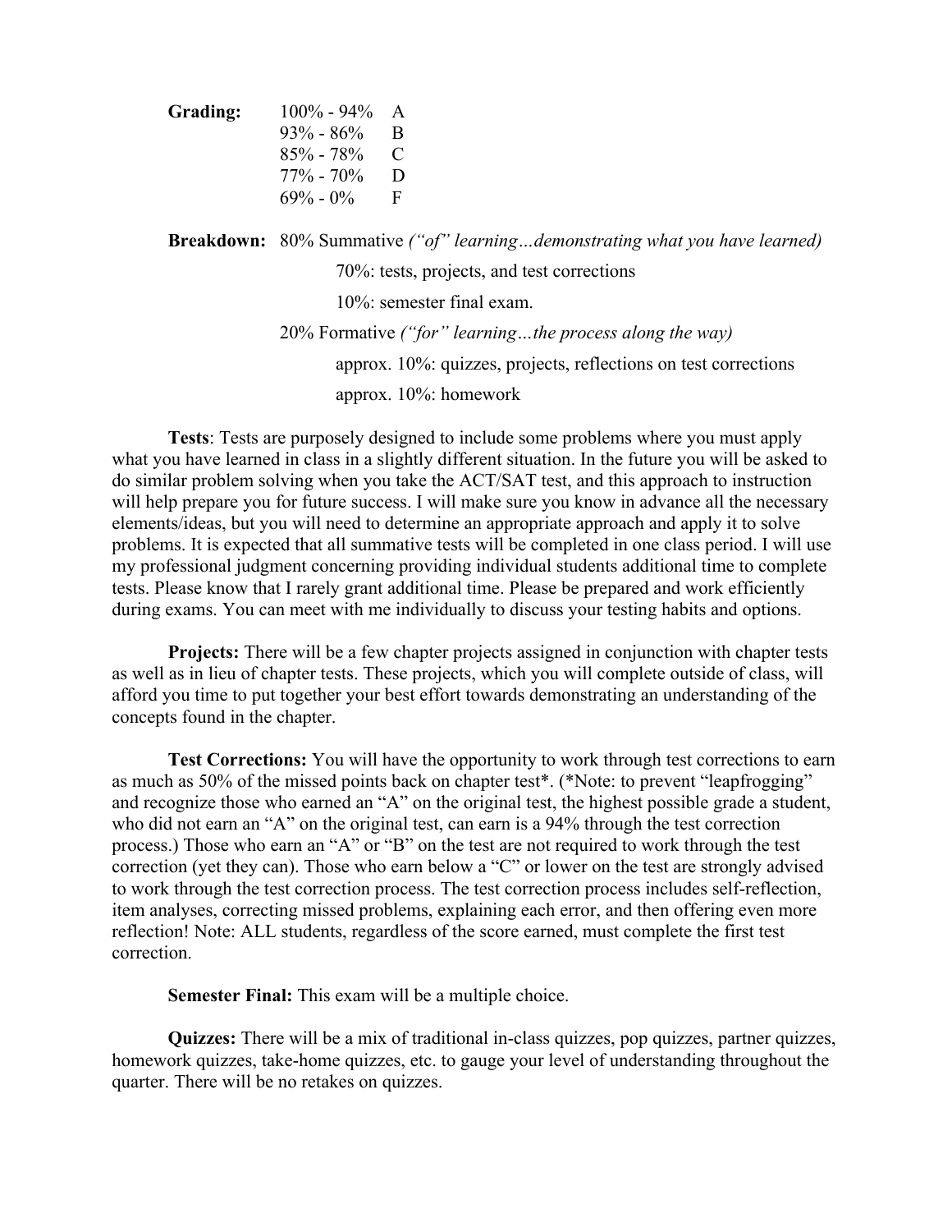**Grading:**

| | |
|---|---|
| 100% - 94% | A |
| 93% - 86% | B |
| 85% - 78% | C |
| 77% - 70% | D |
| 69% - 0% | F |

**Breakdown:** 80% Summative *("of" learning…demonstrating what you have learned)*

- 70%: tests, projects, and test corrections
- 10%: semester final exam.

20% Formative *("for" learning…the process along the way)*

- approx. 10%: quizzes, projects, reflections on test corrections
- approx. 10%: homework

**Tests**: Tests are purposely designed to include some problems where you must apply what you have learned in class in a slightly different situation. In the future you will be asked to do similar problem solving when you take the ACT/SAT test, and this approach to instruction will help prepare you for future success. I will make sure you know in advance all the necessary elements/ideas, but you will need to determine an appropriate approach and apply it to solve problems. It is expected that all summative tests will be completed in one class period. I will use my professional judgment concerning providing individual students additional time to complete tests. Please know that I rarely grant additional time. Please be prepared and work efficiently during exams. You can meet with me individually to discuss your testing habits and options.

**Projects:** There will be a few chapter projects assigned in conjunction with chapter tests as well as in lieu of chapter tests. These projects, which you will complete outside of class, will afford you time to put together your best effort towards demonstrating an understanding of the concepts found in the chapter.

**Test Corrections:** You will have the opportunity to work through test corrections to earn as much as 50% of the missed points back on chapter test*. (*Note: to prevent "leapfrogging" and recognize those who earned an "A" on the original test, the highest possible grade a student, who did not earn an "A" on the original test, can earn is a 94% through the test correction process.) Those who earn an "A" or "B" on the test are not required to work through the test correction (yet they can). Those who earn below a "C" or lower on the test are strongly advised to work through the test correction process. The test correction process includes self-reflection, item analyses, correcting missed problems, explaining each error, and then offering even more reflection! Note: ALL students, regardless of the score earned, must complete the first test correction.

**Semester Final:** This exam will be a multiple choice.

**Quizzes:** There will be a mix of traditional in-class quizzes, pop quizzes, partner quizzes, homework quizzes, take-home quizzes, etc. to gauge your level of understanding throughout the quarter. There will be no retakes on quizzes.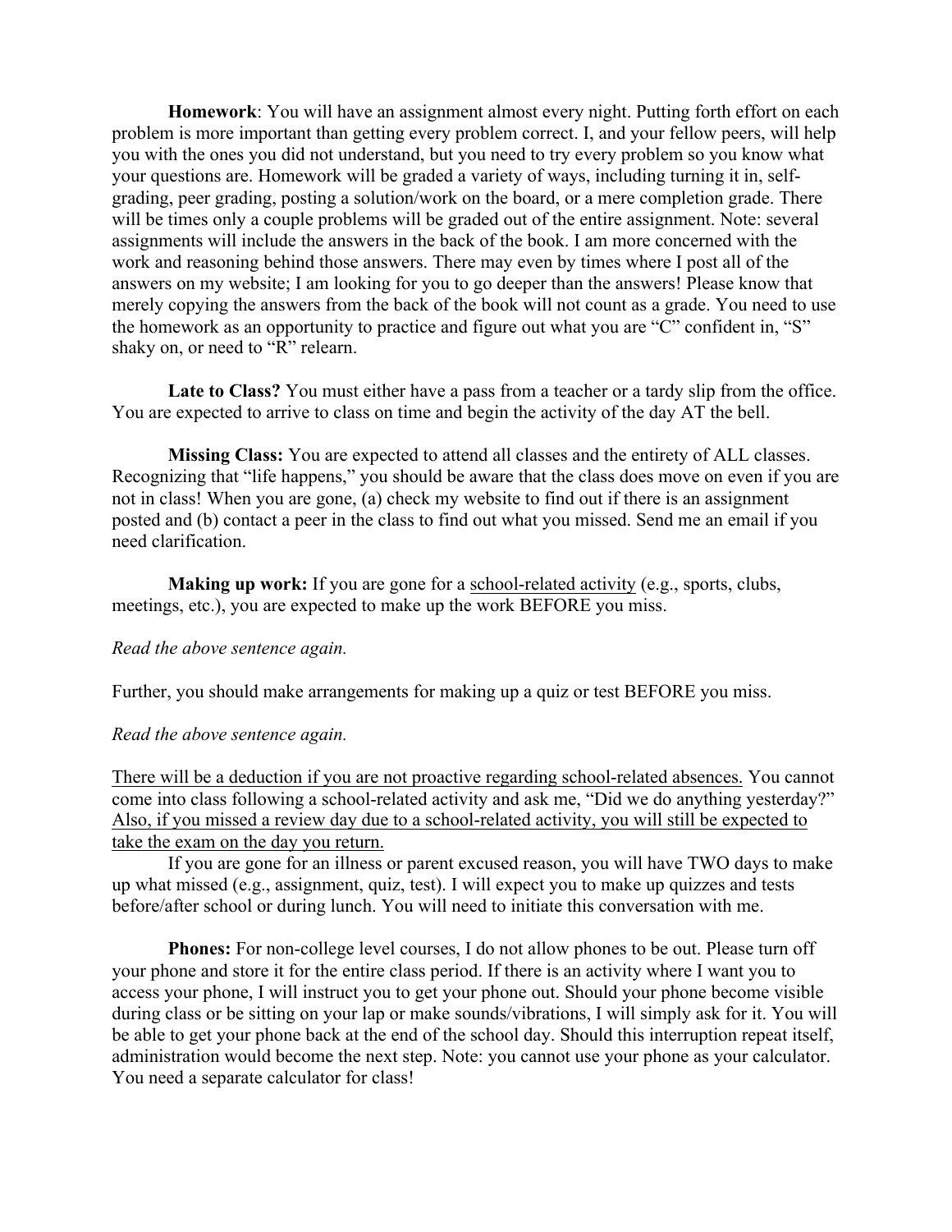**Homework**: You will have an assignment almost every night. Putting forth effort on each problem is more important than getting every problem correct. I, and your fellow peers, will help you with the ones you did not understand, but you need to try every problem so you know what your questions are. Homework will be graded a variety of ways, including turning it in, self-grading, peer grading, posting a solution/work on the board, or a mere completion grade. There will be times only a couple problems will be graded out of the entire assignment. Note: several assignments will include the answers in the back of the book. I am more concerned with the work and reasoning behind those answers. There may even by times where I post all of the answers on my website; I am looking for you to go deeper than the answers! Please know that merely copying the answers from the back of the book will not count as a grade. You need to use the homework as an opportunity to practice and figure out what you are "C" confident in, "S" shaky on, or need to "R" relearn.

**Late to Class?** You must either have a pass from a teacher or a tardy slip from the office. You are expected to arrive to class on time and begin the activity of the day AT the bell.

**Missing Class:** You are expected to attend all classes and the entirety of ALL classes. Recognizing that "life happens," you should be aware that the class does move on even if you are not in class! When you are gone, (a) check my website to find out if there is an assignment posted and (b) contact a peer in the class to find out what you missed. Send me an email if you need clarification.

**Making up work:** If you are gone for a <u>school-related activity</u> (e.g., sports, clubs, meetings, etc.), you are expected to make up the work BEFORE you miss.

*Read the above sentence again.*

Further, you should make arrangements for making up a quiz or test BEFORE you miss.

*Read the above sentence again.*

<u>There will be a deduction if you are not proactive regarding school-related absences.</u> You cannot come into class following a school-related activity and ask me, "Did we do anything yesterday?" <u>Also, if you missed a review day due to a school-related activity, you will still be expected to take the exam on the day you return.</u>

If you are gone for an illness or parent excused reason, you will have TWO days to make up what missed (e.g., assignment, quiz, test). I will expect you to make up quizzes and tests before/after school or during lunch. You will need to initiate this conversation with me.

**Phones:** For non-college level courses, I do not allow phones to be out. Please turn off your phone and store it for the entire class period. If there is an activity where I want you to access your phone, I will instruct you to get your phone out. Should your phone become visible during class or be sitting on your lap or make sounds/vibrations, I will simply ask for it. You will be able to get your phone back at the end of the school day. Should this interruption repeat itself, administration would become the next step. Note: you cannot use your phone as your calculator. You need a separate calculator for class!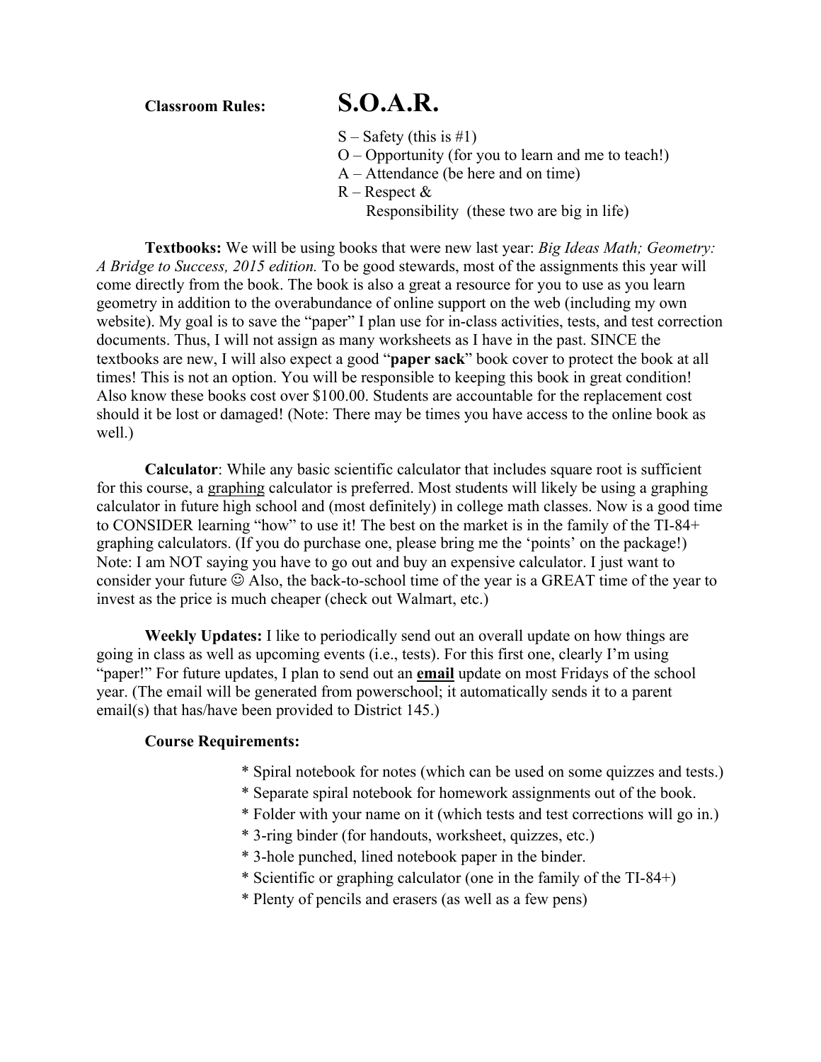**Classroom Rules:** **S.O.A.R.**

S – Safety (this is #1)
O – Opportunity (for you to learn and me to teach!)
A – Attendance (be here and on time)
R – Respect &
Responsibility (these two are big in life)

**Textbooks:** We will be using books that were new last year: *Big Ideas Math; Geometry: A Bridge to Success, 2015 edition.* To be good stewards, most of the assignments this year will come directly from the book. The book is also a great a resource for you to use as you learn geometry in addition to the overabundance of online support on the web (including my own website). My goal is to save the "paper" I plan use for in-class activities, tests, and test correction documents. Thus, I will not assign as many worksheets as I have in the past. SINCE the textbooks are new, I will also expect a good "**paper sack**" book cover to protect the book at all times! This is not an option. You will be responsible to keeping this book in great condition! Also know these books cost over $100.00. Students are accountable for the replacement cost should it be lost or damaged! (Note: There may be times you have access to the online book as well.)

**Calculator**: While any basic scientific calculator that includes square root is sufficient for this course, a graphing calculator is preferred. Most students will likely be using a graphing calculator in future high school and (most definitely) in college math classes. Now is a good time to CONSIDER learning "how" to use it! The best on the market is in the family of the TI-84+ graphing calculators. (If you do purchase one, please bring me the 'points' on the package!) Note: I am NOT saying you have to go out and buy an expensive calculator. I just want to consider your future ☺ Also, the back-to-school time of the year is a GREAT time of the year to invest as the price is much cheaper (check out Walmart, etc.)

**Weekly Updates:** I like to periodically send out an overall update on how things are going in class as well as upcoming events (i.e., tests). For this first one, clearly I'm using "paper!" For future updates, I plan to send out an **email** update on most Fridays of the school year. (The email will be generated from powerschool; it automatically sends it to a parent email(s) that has/have been provided to District 145.)

**Course Requirements:**

* Spiral notebook for notes (which can be used on some quizzes and tests.)
* Separate spiral notebook for homework assignments out of the book.
* Folder with your name on it (which tests and test corrections will go in.)
* 3-ring binder (for handouts, worksheet, quizzes, etc.)
* 3-hole punched, lined notebook paper in the binder.
* Scientific or graphing calculator (one in the family of the TI-84+)
* Plenty of pencils and erasers (as well as a few pens)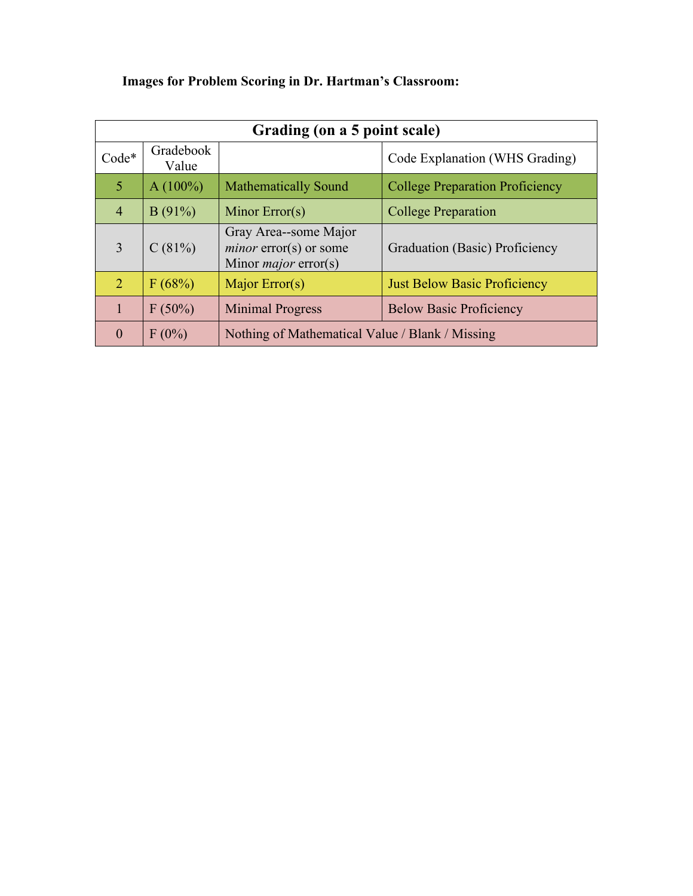**Images for Problem Scoring in Dr. Hartman's Classroom:**

| Grading (on a 5 point scale) | | | |
|---|---|---|---|
| Code* | Gradebook Value | | Code Explanation (WHS Grading) |
| 5 | A (100%) | Mathematically Sound | College Preparation Proficiency |
| 4 | B (91%) | Minor Error(s) | College Preparation |
| 3 | C (81%) | Gray Area--some Major *minor* error(s) or some Minor *major* error(s) | Graduation (Basic) Proficiency |
| 2 | F (68%) | Major Error(s) | Just Below Basic Proficiency |
| 1 | F (50%) | Minimal Progress | Below Basic Proficiency |
| 0 | F (0%) | Nothing of Mathematical Value / Blank / Missing | |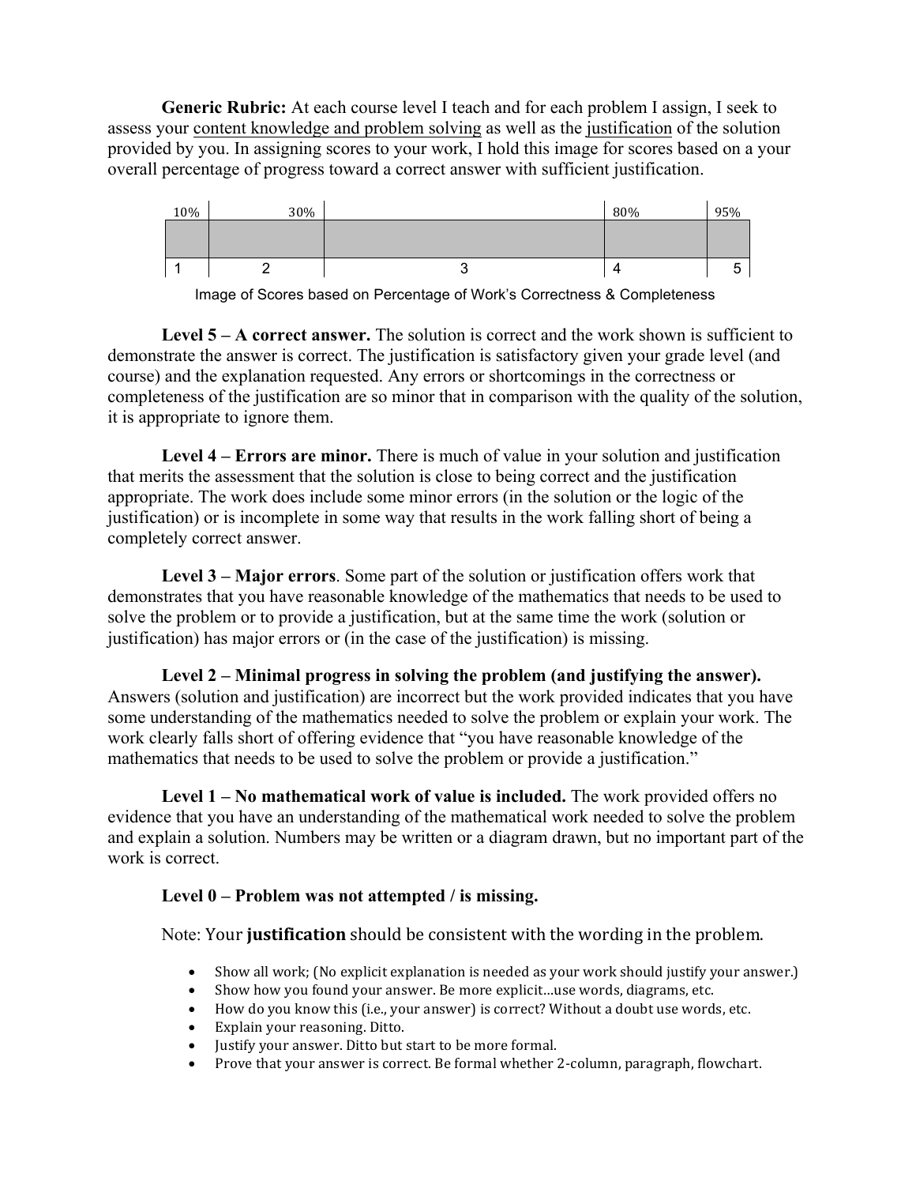**Generic Rubric:** At each course level I teach and for each problem I assign, I seek to assess your content knowledge and problem solving as well as the justification of the solution provided by you. In assigning scores to your work, I hold this image for scores based on a your overall percentage of progress toward a correct answer with sufficient justification.

| 10% | 30% | | 80% | 95% |
|---|---|---|---|---|
| | | | | |
| 1 | 2 | 3 | 4 | 5 |

Image of Scores based on Percentage of Work's Correctness & Completeness

**Level 5 – A correct answer.** The solution is correct and the work shown is sufficient to demonstrate the answer is correct. The justification is satisfactory given your grade level (and course) and the explanation requested. Any errors or shortcomings in the correctness or completeness of the justification are so minor that in comparison with the quality of the solution, it is appropriate to ignore them.

**Level 4 – Errors are minor.** There is much of value in your solution and justification that merits the assessment that the solution is close to being correct and the justification appropriate. The work does include some minor errors (in the solution or the logic of the justification) or is incomplete in some way that results in the work falling short of being a completely correct answer.

**Level 3 – Major errors**. Some part of the solution or justification offers work that demonstrates that you have reasonable knowledge of the mathematics that needs to be used to solve the problem or to provide a justification, but at the same time the work (solution or justification) has major errors or (in the case of the justification) is missing.

**Level 2 – Minimal progress in solving the problem (and justifying the answer).** Answers (solution and justification) are incorrect but the work provided indicates that you have some understanding of the mathematics needed to solve the problem or explain your work. The work clearly falls short of offering evidence that "you have reasonable knowledge of the mathematics that needs to be used to solve the problem or provide a justification."

**Level 1 – No mathematical work of value is included.** The work provided offers no evidence that you have an understanding of the mathematical work needed to solve the problem and explain a solution. Numbers may be written or a diagram drawn, but no important part of the work is correct.

**Level 0 – Problem was not attempted / is missing.**

Note: Your **justification** should be consistent with the wording in the problem.

- Show all work; (No explicit explanation is needed as your work should justify your answer.)
- Show how you found your answer. Be more explicit…use words, diagrams, etc.
- How do you know this (i.e., your answer) is correct? Without a doubt use words, etc.
- Explain your reasoning. Ditto.
- Justify your answer. Ditto but start to be more formal.
- Prove that your answer is correct. Be formal whether 2-column, paragraph, flowchart.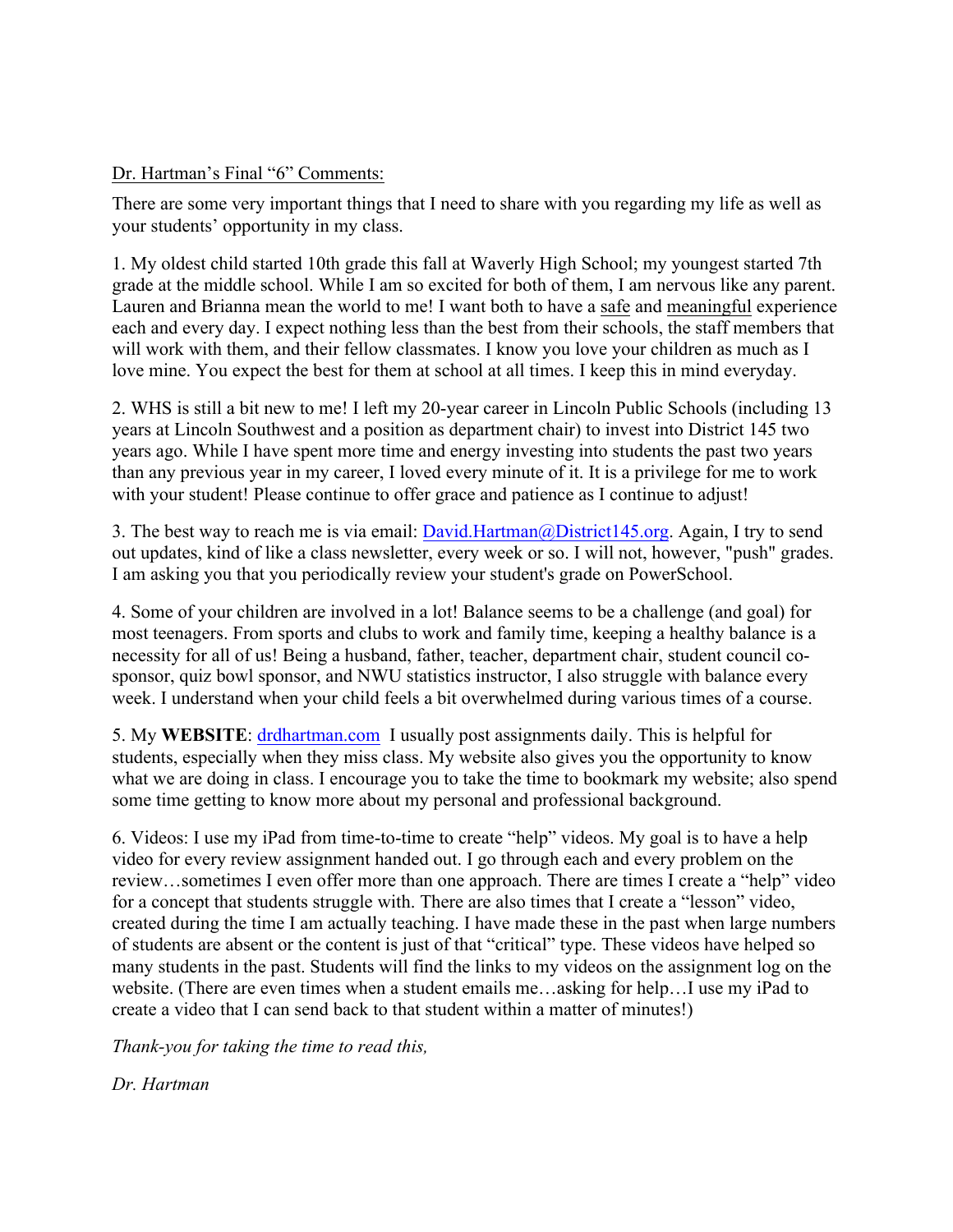Dr. Hartman's Final "6" Comments:

There are some very important things that I need to share with you regarding my life as well as your students' opportunity in my class.

1. My oldest child started 10th grade this fall at Waverly High School; my youngest started 7th grade at the middle school. While I am so excited for both of them, I am nervous like any parent. Lauren and Brianna mean the world to me! I want both to have a safe and meaningful experience each and every day. I expect nothing less than the best from their schools, the staff members that will work with them, and their fellow classmates. I know you love your children as much as I love mine. You expect the best for them at school at all times. I keep this in mind everyday.

2. WHS is still a bit new to me! I left my 20-year career in Lincoln Public Schools (including 13 years at Lincoln Southwest and a position as department chair) to invest into District 145 two years ago. While I have spent more time and energy investing into students the past two years than any previous year in my career, I loved every minute of it. It is a privilege for me to work with your student! Please continue to offer grace and patience as I continue to adjust!

3. The best way to reach me is via email: David.Hartman@District145.org. Again, I try to send out updates, kind of like a class newsletter, every week or so. I will not, however, "push" grades. I am asking you that you periodically review your student's grade on PowerSchool.

4. Some of your children are involved in a lot! Balance seems to be a challenge (and goal) for most teenagers. From sports and clubs to work and family time, keeping a healthy balance is a necessity for all of us! Being a husband, father, teacher, department chair, student council co-sponsor, quiz bowl sponsor, and NWU statistics instructor, I also struggle with balance every week. I understand when your child feels a bit overwhelmed during various times of a course.

5. My **WEBSITE**: drdhartman.com I usually post assignments daily. This is helpful for students, especially when they miss class. My website also gives you the opportunity to know what we are doing in class. I encourage you to take the time to bookmark my website; also spend some time getting to know more about my personal and professional background.

6. Videos: I use my iPad from time-to-time to create "help" videos. My goal is to have a help video for every review assignment handed out. I go through each and every problem on the review…sometimes I even offer more than one approach. There are times I create a "help" video for a concept that students struggle with. There are also times that I create a "lesson" video, created during the time I am actually teaching. I have made these in the past when large numbers of students are absent or the content is just of that "critical" type. These videos have helped so many students in the past. Students will find the links to my videos on the assignment log on the website. (There are even times when a student emails me…asking for help…I use my iPad to create a video that I can send back to that student within a matter of minutes!)

*Thank-you for taking the time to read this,*

*Dr. Hartman*